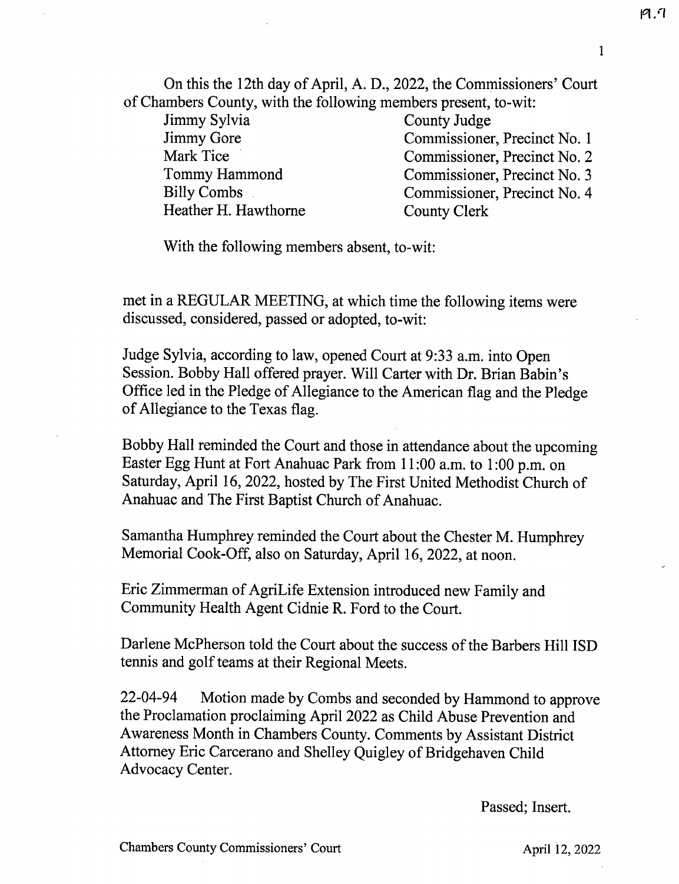On this the 12th day of April, A. D., 2022, the Commissioners' Court of Chambers County, with the following members present, to-wit:

| | |
|---|---|
| Jimmy Sylvia | County Judge |
| Jimmy Gore | Commissioner, Precinct No. 1 |
| Mark Tice | Commissioner, Precinct No. 2 |
| Tommy Hammond | Commissioner, Precinct No. 3 |
| Billy Combs | Commissioner, Precinct No. 4 |
| Heather H. Hawthorne | County Clerk |

With the following members absent, to-wit:

met in a REGULAR MEETING, at which time the following items were discussed, considered, passed or adopted, to-wit:

Judge Sylvia, according to law, opened Court at 9:33 a.m. into Open Session. Bobby Hall offered prayer. Will Carter with Dr. Brian Babin's Office led in the Pledge of Allegiance to the American flag and the Pledge of Allegiance to the Texas flag.

Bobby Hall reminded the Court and those in attendance about the upcoming Easter Egg Hunt at Fort Anahuac Park from 11:00 a.m. to 1:00 p.m. on Saturday, April 16, 2022, hosted by The First United Methodist Church of Anahuac and The First Baptist Church of Anahuac.

Samantha Humphrey reminded the Court about the Chester M. Humphrey Memorial Cook-Off, also on Saturday, April 16, 2022, at noon.

Eric Zimmerman of AgriLife Extension introduced new Family and Community Health Agent Cidnie R. Ford to the Court.

Darlene McPherson told the Court about the success of the Barbers Hill ISD tennis and golf teams at their Regional Meets.

22-04-94 Motion made by Combs and seconded by Hammond to approve the Proclamation proclaiming April 2022 as Child Abuse Prevention and Awareness Month in Chambers County. Comments by Assistant District Attorney Eric Carcerano and Shelley Quigley of Bridgehaven Child Advocacy Center.

Passed; Insert.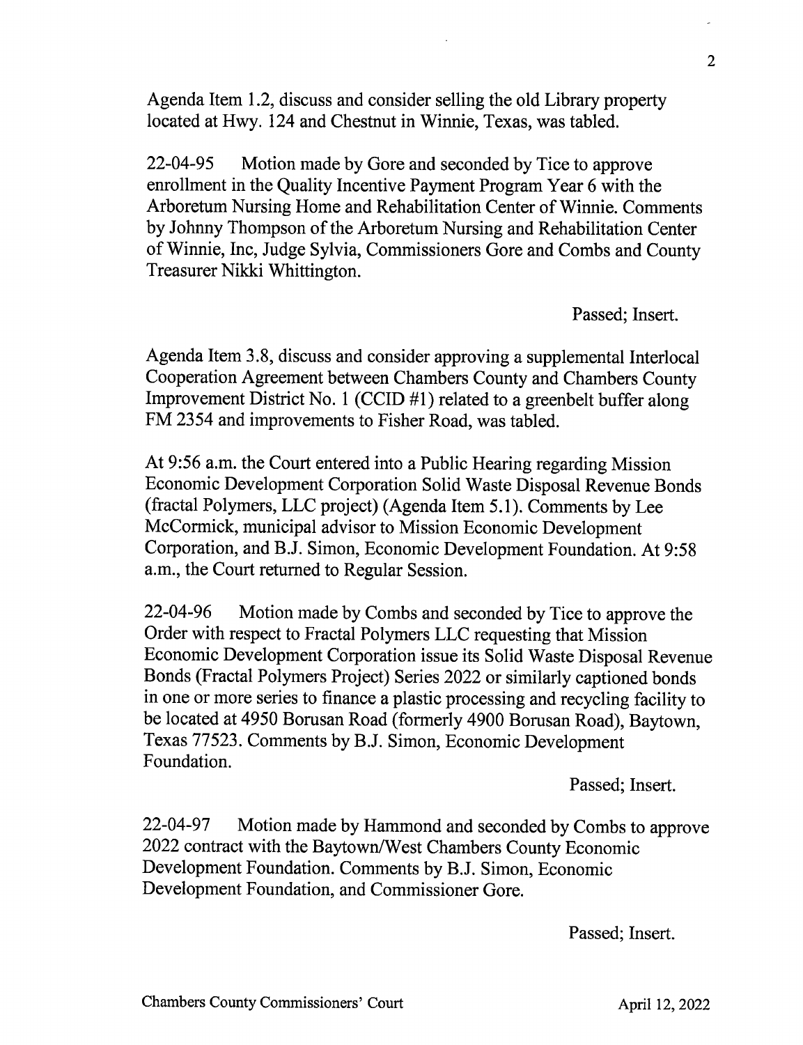Agenda Item 1.2, discuss and consider selling the old Library property located at Hwy. 124 and Chestnut in Winnie, Texas, was tabled.

22-04-95 Motion made by Gore and seconded by Tice to approve enrollment in the Quality Incentive Payment Program Year 6 with the Arboretum Nursing Home and Rehabilitation Center of Winnie. Comments by Johnny Thompson of the Arboretum Nursing and Rehabilitation Center of Winnie, Inc, Judge Sylvia, Commissioners Gore and Combs and County Treasurer Nikki Whittington.

Passed; Insert.

Agenda Item 3.8, discuss and consider approving a supplemental Interlocal Cooperation Agreement between Chambers County and Chambers County Improvement District No. 1 (CCID #1) related to a greenbelt buffer along FM 2354 and improvements to Fisher Road, was tabled.

At 9:56 a.m. the Court entered into a Public Hearing regarding Mission Economic Development Corporation Solid Waste Disposal Revenue Bonds (fractal Polymers, LLC project) (Agenda Item 5.1). Comments by Lee McCormick, municipal advisor to Mission Economic Development Corporation, and B.J. Simon, Economic Development Foundation. At 9:58 a.m., the Court returned to Regular Session.

22-04-96 Motion made by Combs and seconded by Tice to approve the Order with respect to Fractal Polymers LLC requesting that Mission Economic Development Corporation issue its Solid Waste Disposal Revenue Bonds (Fractal Polymers Project) Series 2022 or similarly captioned bonds in one or more series to finance a plastic processing and recycling facility to be located at 4950 Borusan Road (formerly 4900 Borusan Road), Baytown, Texas 77523. Comments by B.J. Simon, Economic Development Foundation.

Passed; Insert.

22-04-97 Motion made by Hammond and seconded by Combs to approve 2022 contract with the Baytown/West Chambers County Economic Development Foundation. Comments by B.J. Simon, Economic Development Foundation, and Commissioner Gore.

Passed; Insert.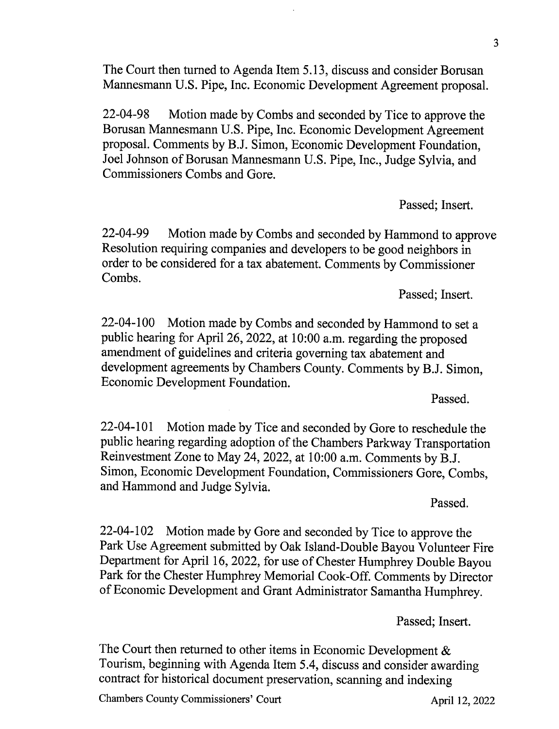The Court then turned to Agenda Item 5.13, discuss and consider Borusan Mannesmann U.S. Pipe, Inc. Economic Development Agreement proposal.

22-04-98 Motion made by Combs and seconded by Tice to approve the Borusan Mannesmann U.S. Pipe, Inc. Economic Development Agreement proposal. Comments by B.J. Simon, Economic Development Foundation, Joel Johnson of Borusan Mannesmann U.S. Pipe, Inc., Judge Sylvia, and Commissioners Combs and Gore.

Passed; Insert.

22-04-99 Motion made by Combs and seconded by Hammond to approve Resolution requiring companies and developers to be good neighbors in order to be considered for a tax abatement. Comments by Commissioner Combs.

Passed; Insert.

22-04-100 Motion made by Combs and seconded by Hammond to set a public hearing for April 26, 2022, at 10:00 a.m. regarding the proposed amendment of guidelines and criteria governing tax abatement and development agreements by Chambers County. Comments by B.J. Simon, Economic Development Foundation.

Passed.

22-04-101 Motion made by Tice and seconded by Gore to reschedule the public hearing regarding adoption of the Chambers Parkway Transportation Reinvestment Zone to May 24, 2022, at 10:00 a.m. Comments by B.J. Simon, Economic Development Foundation, Commissioners Gore, Combs, and Hammond and Judge Sylvia.

Passed.

22-04-102 Motion made by Gore and seconded by Tice to approve the Park Use Agreement submitted by Oak Island-Double Bayou Volunteer Fire Department for April 16, 2022, for use of Chester Humphrey Double Bayou Park for the Chester Humphrey Memorial Cook-Off. Comments by Director of Economic Development and Grant Administrator Samantha Humphrey.

Passed; Insert.

The Court then returned to other items in Economic Development & Tourism, beginning with Agenda Item 5.4, discuss and consider awarding contract for historical document preservation, scanning and indexing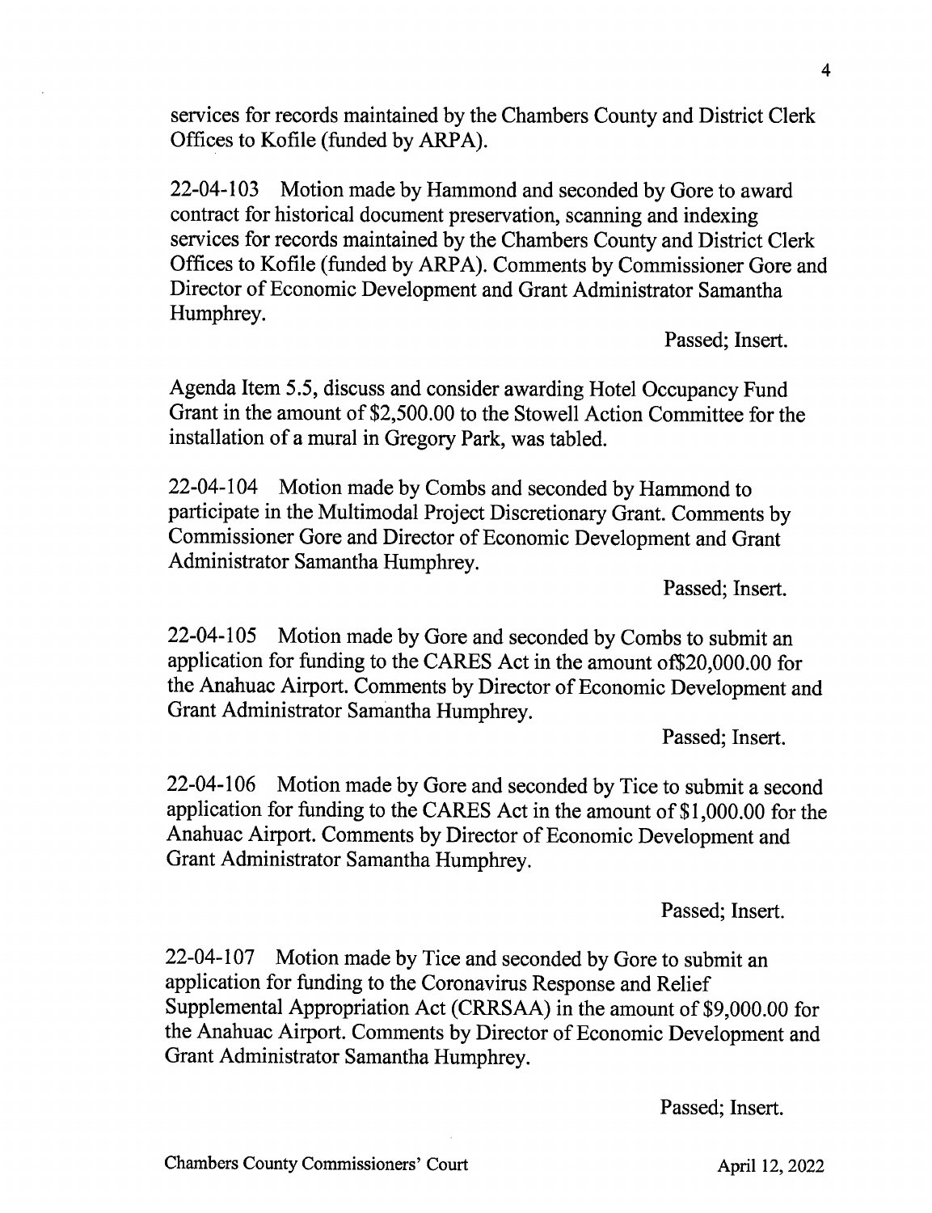services for records maintained by the Chambers County and District Clerk Offices to Kofile (funded by ARPA).

22-04-103 Motion made by Hammond and seconded by Gore to award contract for historical document preservation, scanning and indexing services for records maintained by the Chambers County and District Clerk Offices to Kofile (funded by ARPA). Comments by Commissioner Gore and Director of Economic Development and Grant Administrator Samantha Humphrey.

Passed; Insert.

Agenda Item 5.5, discuss and consider awarding Hotel Occupancy Fund Grant in the amount of $2,500.00 to the Stowell Action Committee for the installation of a mural in Gregory Park, was tabled.

22-04-104 Motion made by Combs and seconded by Hammond to participate in the Multimodal Project Discretionary Grant. Comments by Commissioner Gore and Director of Economic Development and Grant Administrator Samantha Humphrey.

Passed; Insert.

22-04-105 Motion made by Gore and seconded by Combs to submit an application for funding to the CARES Act in the amount of$20,000.00 for the Anahuac Airport. Comments by Director of Economic Development and Grant Administrator Samantha Humphrey.

Passed; Insert.

22-04-106 Motion made by Gore and seconded by Tice to submit a second application for funding to the CARES Act in the amount of $1,000.00 for the Anahuac Airport. Comments by Director of Economic Development and Grant Administrator Samantha Humphrey.

Passed; Insert.

22-04-107 Motion made by Tice and seconded by Gore to submit an application for funding to the Coronavirus Response and Relief Supplemental Appropriation Act (CRRSAA) in the amount of $9,000.00 for the Anahuac Airport. Comments by Director of Economic Development and Grant Administrator Samantha Humphrey.

Passed; Insert.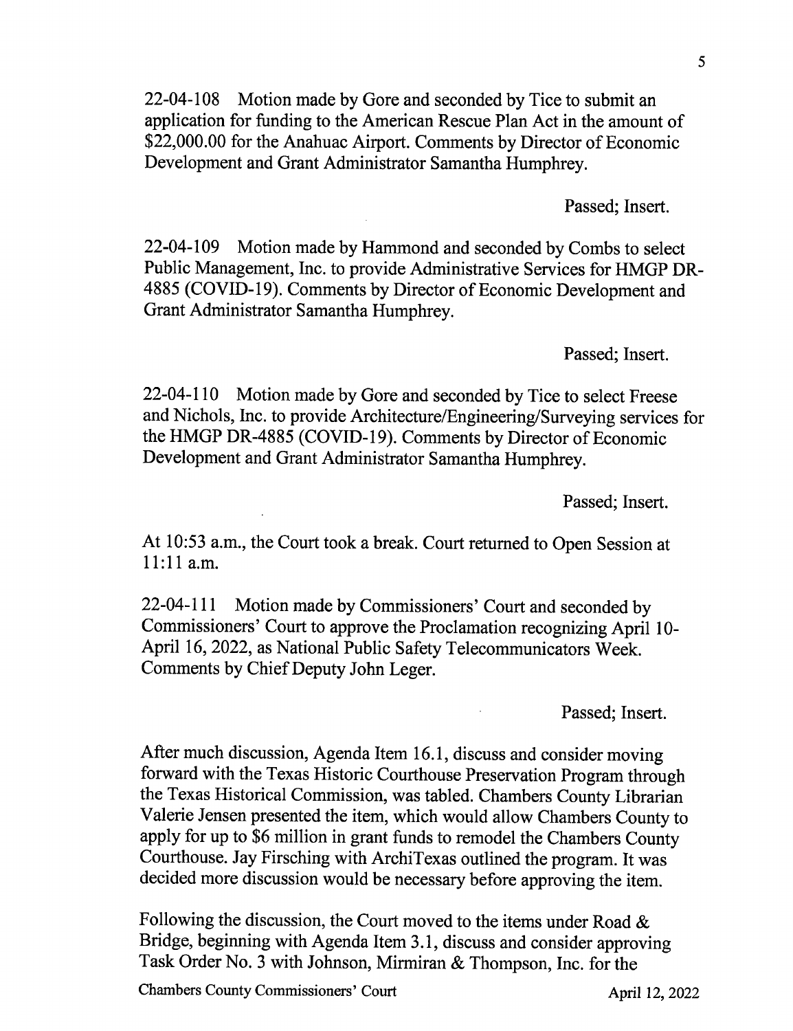22-04-108 Motion made by Gore and seconded by Tice to submit an application for funding to the American Rescue Plan Act in the amount of $22,000.00 for the Anahuac Airport. Comments by Director of Economic Development and Grant Administrator Samantha Humphrey.

Passed; Insert.

22-04-109 Motion made by Hammond and seconded by Combs to select Public Management, Inc. to provide Administrative Services for HMGP DR-4885 (COVID-19). Comments by Director of Economic Development and Grant Administrator Samantha Humphrey.

Passed; Insert.

22-04-110 Motion made by Gore and seconded by Tice to select Freese and Nichols, Inc. to provide Architecture/Engineering/Surveying services for the HMGP DR-4885 (COVID-19). Comments by Director of Economic Development and Grant Administrator Samantha Humphrey.

Passed; Insert.

At 10:53 a.m., the Court took a break. Court returned to Open Session at 11:11 a.m.

22-04-111 Motion made by Commissioners' Court and seconded by Commissioners' Court to approve the Proclamation recognizing April 10-April 16, 2022, as National Public Safety Telecommunicators Week. Comments by Chief Deputy John Leger.

Passed; Insert.

After much discussion, Agenda Item 16.1, discuss and consider moving forward with the Texas Historic Courthouse Preservation Program through the Texas Historical Commission, was tabled. Chambers County Librarian Valerie Jensen presented the item, which would allow Chambers County to apply for up to $6 million in grant funds to remodel the Chambers County Courthouse. Jay Firsching with ArchiTexas outlined the program. It was decided more discussion would be necessary before approving the item.

Following the discussion, the Court moved to the items under Road & Bridge, beginning with Agenda Item 3.1, discuss and consider approving Task Order No. 3 with Johnson, Mirmiran & Thompson, Inc. for the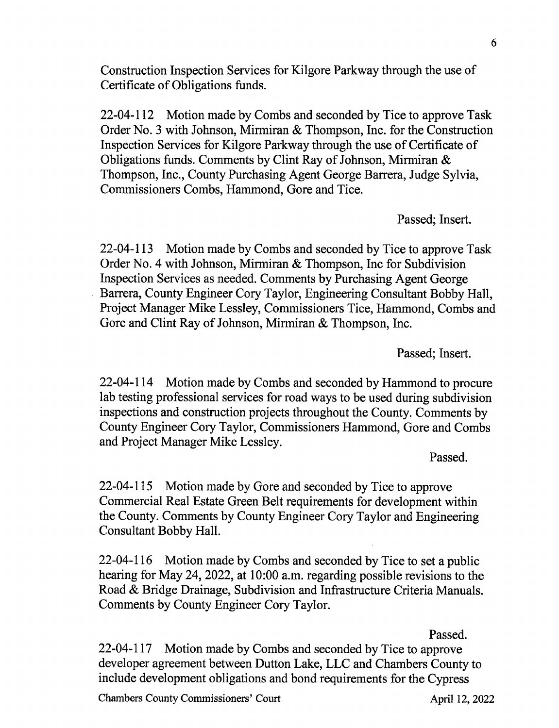Construction Inspection Services for Kilgore Parkway through the use of Certificate of Obligations funds.

22-04-112 Motion made by Combs and seconded by Tice to approve Task Order No. 3 with Johnson, Mirmiran & Thompson, Inc. for the Construction Inspection Services for Kilgore Parkway through the use of Certificate of Obligations funds. Comments by Clint Ray of Johnson, Mirmiran & Thompson, Inc., County Purchasing Agent George Barrera, Judge Sylvia, Commissioners Combs, Hammond, Gore and Tice.

Passed; Insert.

22-04-113 Motion made by Combs and seconded by Tice to approve Task Order No. 4 with Johnson, Mirmiran & Thompson, Inc for Subdivision Inspection Services as needed. Comments by Purchasing Agent George Barrera, County Engineer Cory Taylor, Engineering Consultant Bobby Hall, Project Manager Mike Lessley, Commissioners Tice, Hammond, Combs and Gore and Clint Ray of Johnson, Mirmiran & Thompson, Inc.

Passed; Insert.

22-04-114 Motion made by Combs and seconded by Hammond to procure lab testing professional services for road ways to be used during subdivision inspections and construction projects throughout the County. Comments by County Engineer Cory Taylor, Commissioners Hammond, Gore and Combs and Project Manager Mike Lessley.

Passed.

22-04-115 Motion made by Gore and seconded by Tice to approve Commercial Real Estate Green Belt requirements for development within the County. Comments by County Engineer Cory Taylor and Engineering Consultant Bobby Hall.

22-04-116 Motion made by Combs and seconded by Tice to set a public hearing for May 24, 2022, at 10:00 a.m. regarding possible revisions to the Road & Bridge Drainage, Subdivision and Infrastructure Criteria Manuals. Comments by County Engineer Cory Taylor.

Passed.

22-04-117 Motion made by Combs and seconded by Tice to approve developer agreement between Dutton Lake, LLC and Chambers County to include development obligations and bond requirements for the Cypress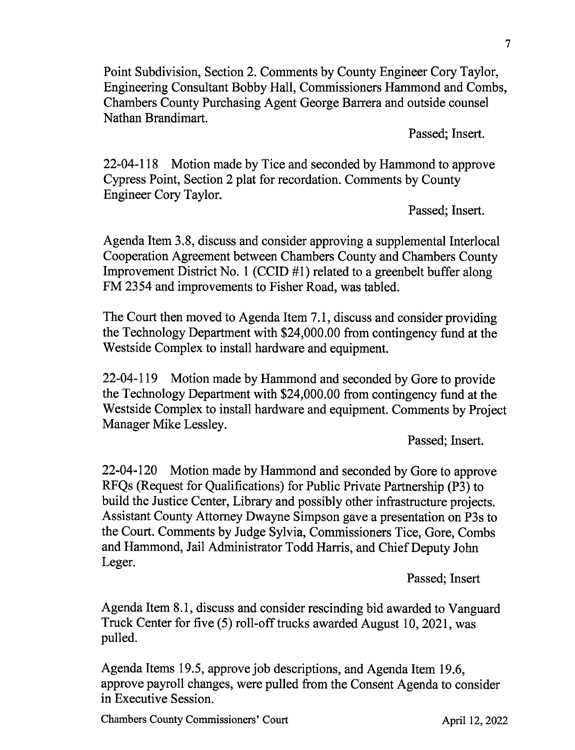Point Subdivision, Section 2. Comments by County Engineer Cory Taylor, Engineering Consultant Bobby Hall, Commissioners Hammond and Combs, Chambers County Purchasing Agent George Barrera and outside counsel Nathan Brandimart.

Passed; Insert.

22-04-118 Motion made by Tice and seconded by Hammond to approve Cypress Point, Section 2 plat for recordation. Comments by County Engineer Cory Taylor.

Passed; Insert.

Agenda Item 3.8, discuss and consider approving a supplemental Interlocal Cooperation Agreement between Chambers County and Chambers County Improvement District No. 1 (CCID #1) related to a greenbelt buffer along FM 2354 and improvements to Fisher Road, was tabled.

The Court then moved to Agenda Item 7.1, discuss and consider providing the Technology Department with $24,000.00 from contingency fund at the Westside Complex to install hardware and equipment.

22-04-119 Motion made by Hammond and seconded by Gore to provide the Technology Department with $24,000.00 from contingency fund at the Westside Complex to install hardware and equipment. Comments by Project Manager Mike Lessley.

Passed; Insert.

22-04-120 Motion made by Hammond and seconded by Gore to approve RFQs (Request for Qualifications) for Public Private Partnership (P3) to build the Justice Center, Library and possibly other infrastructure projects. Assistant County Attorney Dwayne Simpson gave a presentation on P3s to the Court. Comments by Judge Sylvia, Commissioners Tice, Gore, Combs and Hammond, Jail Administrator Todd Harris, and Chief Deputy John Leger.

Passed; Insert

Agenda Item 8.1, discuss and consider rescinding bid awarded to Vanguard Truck Center for five (5) roll-off trucks awarded August 10, 2021, was pulled.

Agenda Items 19.5, approve job descriptions, and Agenda Item 19.6, approve payroll changes, were pulled from the Consent Agenda to consider in Executive Session.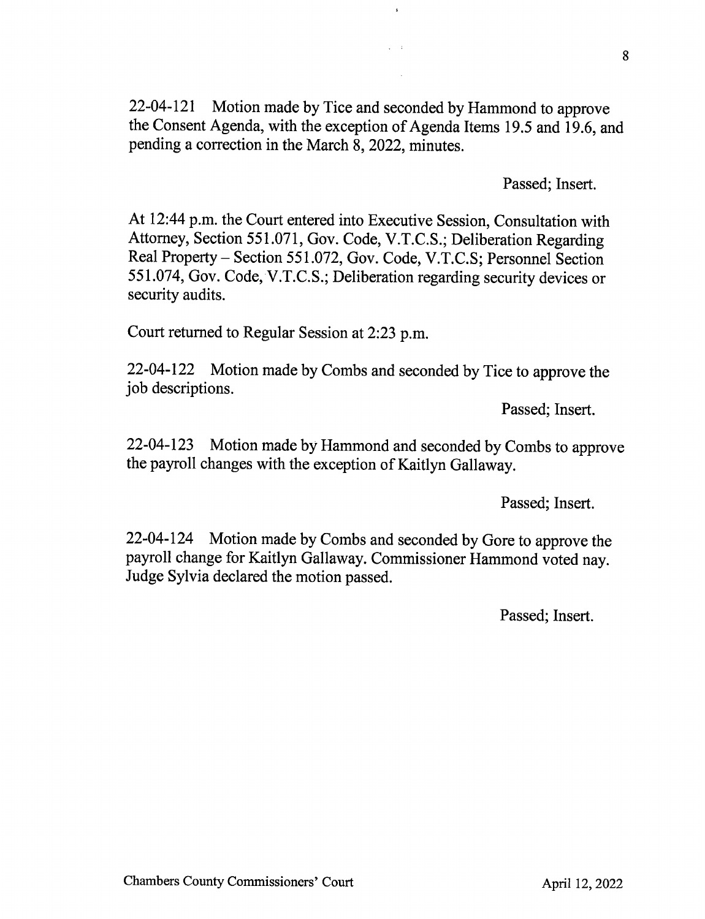22-04-121 Motion made by Tice and seconded by Hammond to approve the Consent Agenda, with the exception of Agenda Items 19.5 and 19.6, and pending a correction in the March 8, 2022, minutes.

Passed; Insert.

At 12:44 p.m. the Court entered into Executive Session, Consultation with Attorney, Section 551.071, Gov. Code, V.T.C.S.; Deliberation Regarding Real Property – Section 551.072, Gov. Code, V.T.C.S; Personnel Section 551.074, Gov. Code, V.T.C.S.; Deliberation regarding security devices or security audits.

Court returned to Regular Session at 2:23 p.m.

22-04-122 Motion made by Combs and seconded by Tice to approve the job descriptions.

Passed; Insert.

22-04-123 Motion made by Hammond and seconded by Combs to approve the payroll changes with the exception of Kaitlyn Gallaway.

Passed; Insert.

22-04-124 Motion made by Combs and seconded by Gore to approve the payroll change for Kaitlyn Gallaway. Commissioner Hammond voted nay. Judge Sylvia declared the motion passed.

Passed; Insert.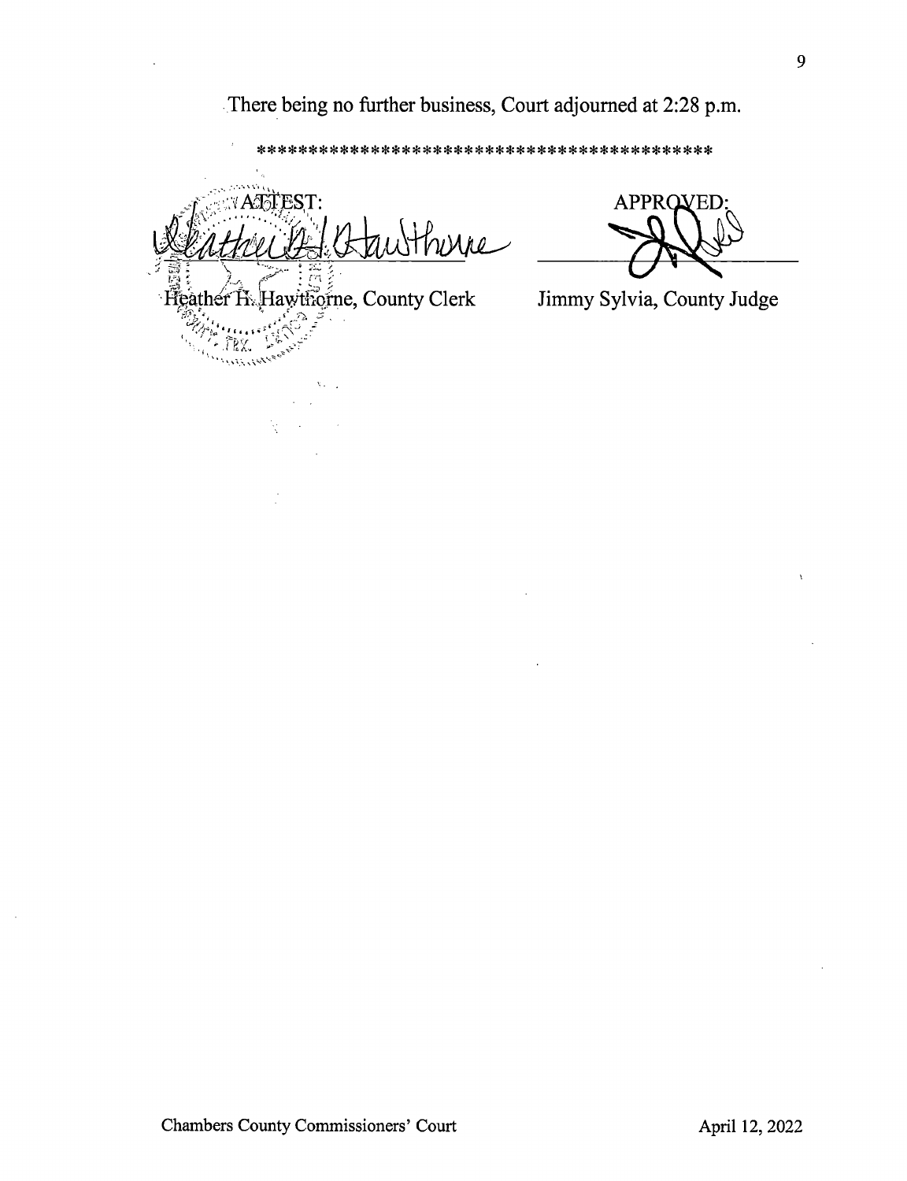There being no further business, Court adjourned at 2:28 p.m.

*******************************************

ATTEST: APPROVED:

Heather H. Hawthorne, County Clerk

Jimmy Sylvia, County Judge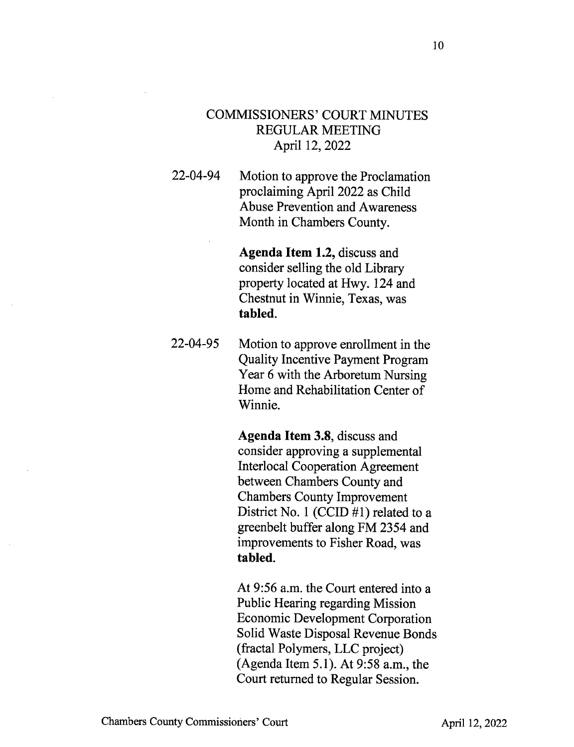# COMMISSIONERS' COURT MINUTES
## REGULAR MEETING
### April 12, 2022

22-04-94 Motion to approve the Proclamation proclaiming April 2022 as Child Abuse Prevention and Awareness Month in Chambers County.

**Agenda Item 1.2,** discuss and consider selling the old Library property located at Hwy. 124 and Chestnut in Winnie, Texas, was **tabled.**

22-04-95 Motion to approve enrollment in the Quality Incentive Payment Program Year 6 with the Arboretum Nursing Home and Rehabilitation Center of Winnie.

**Agenda Item 3.8**, discuss and consider approving a supplemental Interlocal Cooperation Agreement between Chambers County and Chambers County Improvement District No. 1 (CCID #1) related to a greenbelt buffer along FM 2354 and improvements to Fisher Road, was **tabled.**

At 9:56 a.m. the Court entered into a Public Hearing regarding Mission Economic Development Corporation Solid Waste Disposal Revenue Bonds (fractal Polymers, LLC project) (Agenda Item 5.1). At 9:58 a.m., the Court returned to Regular Session.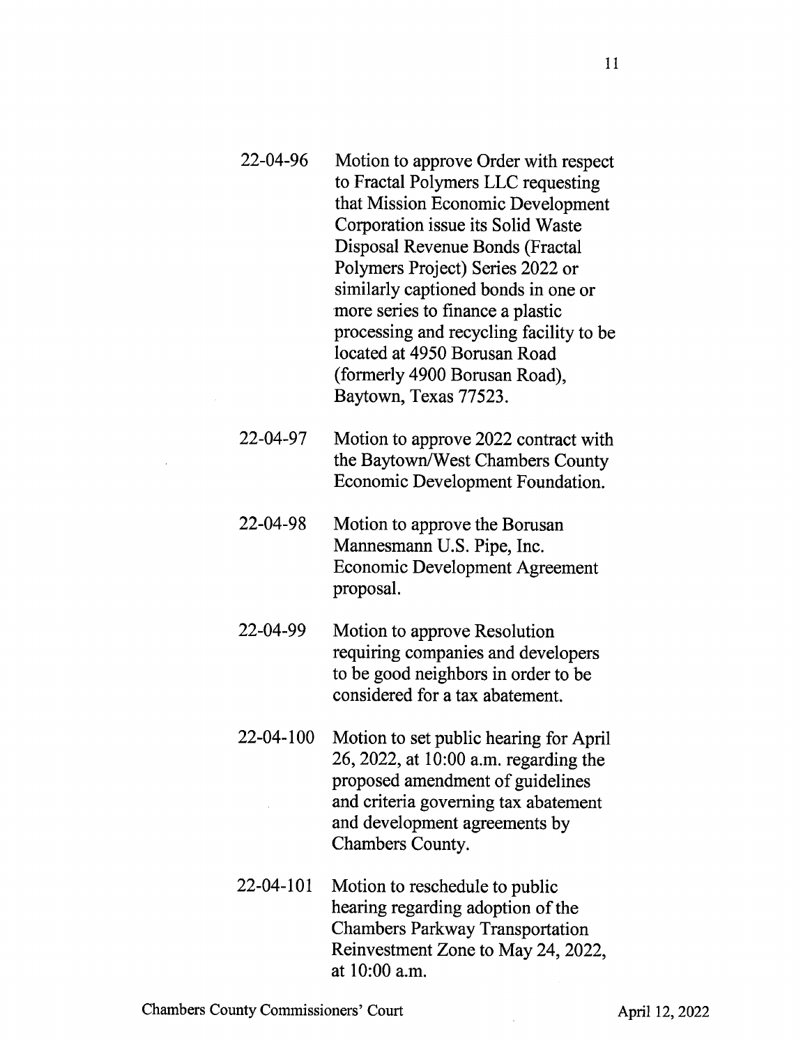22-04-96 Motion to approve Order with respect to Fractal Polymers LLC requesting that Mission Economic Development Corporation issue its Solid Waste Disposal Revenue Bonds (Fractal Polymers Project) Series 2022 or similarly captioned bonds in one or more series to finance a plastic processing and recycling facility to be located at 4950 Borusan Road (formerly 4900 Borusan Road), Baytown, Texas 77523.

22-04-97 Motion to approve 2022 contract with the Baytown/West Chambers County Economic Development Foundation.

22-04-98 Motion to approve the Borusan Mannesmann U.S. Pipe, Inc. Economic Development Agreement proposal.

22-04-99 Motion to approve Resolution requiring companies and developers to be good neighbors in order to be considered for a tax abatement.

22-04-100 Motion to set public hearing for April 26, 2022, at 10:00 a.m. regarding the proposed amendment of guidelines and criteria governing tax abatement and development agreements by Chambers County.

22-04-101 Motion to reschedule to public hearing regarding adoption of the Chambers Parkway Transportation Reinvestment Zone to May 24, 2022, at 10:00 a.m.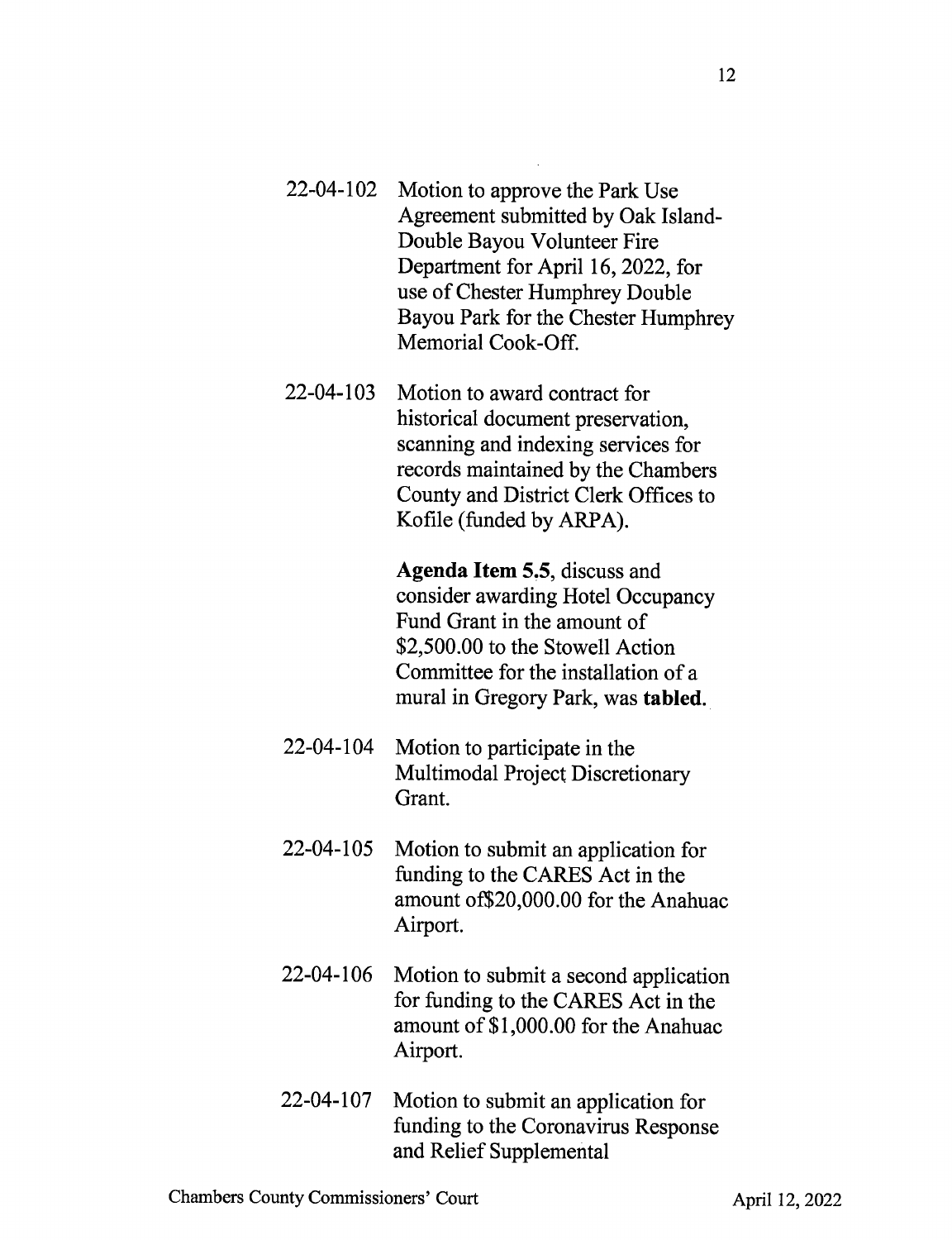22-04-102 Motion to approve the Park Use Agreement submitted by Oak Island-Double Bayou Volunteer Fire Department for April 16, 2022, for use of Chester Humphrey Double Bayou Park for the Chester Humphrey Memorial Cook-Off.

22-04-103 Motion to award contract for historical document preservation, scanning and indexing services for records maintained by the Chambers County and District Clerk Offices to Kofile (funded by ARPA).

**Agenda Item 5.5**, discuss and consider awarding Hotel Occupancy Fund Grant in the amount of $2,500.00 to the Stowell Action Committee for the installation of a mural in Gregory Park, was **tabled.**

22-04-104 Motion to participate in the Multimodal Project Discretionary Grant.

22-04-105 Motion to submit an application for funding to the CARES Act in the amount of$20,000.00 for the Anahuac Airport.

22-04-106 Motion to submit a second application for funding to the CARES Act in the amount of $1,000.00 for the Anahuac Airport.

22-04-107 Motion to submit an application for funding to the Coronavirus Response and Relief Supplemental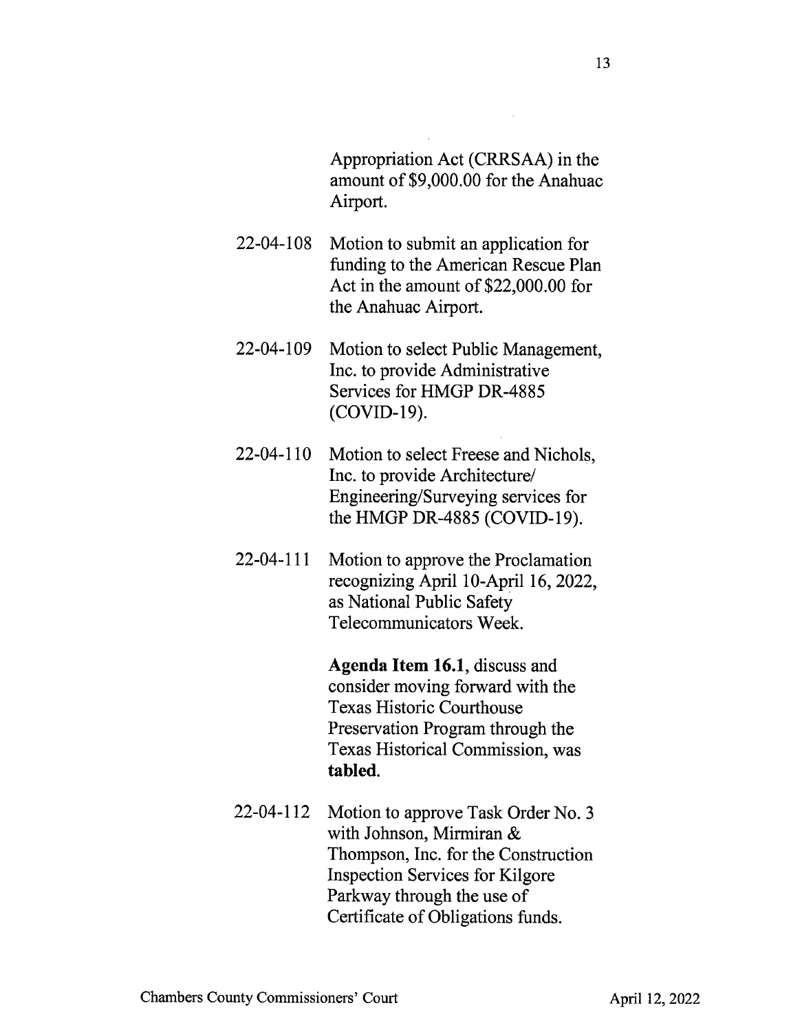Appropriation Act (CRRSAA) in the amount of $9,000.00 for the Anahuac Airport.

22-04-108 Motion to submit an application for funding to the American Rescue Plan Act in the amount of $22,000.00 for the Anahuac Airport.

22-04-109 Motion to select Public Management, Inc. to provide Administrative Services for HMGP DR-4885 (COVID-19).

22-04-110 Motion to select Freese and Nichols, Inc. to provide Architecture/ Engineering/Surveying services for the HMGP DR-4885 (COVID-19).

22-04-111 Motion to approve the Proclamation recognizing April 10-April 16, 2022, as National Public Safety Telecommunicators Week.

**Agenda Item 16.1**, discuss and consider moving forward with the Texas Historic Courthouse Preservation Program through the Texas Historical Commission, was **tabled.**

22-04-112 Motion to approve Task Order No. 3 with Johnson, Mirmiran & Thompson, Inc. for the Construction Inspection Services for Kilgore Parkway through the use of Certificate of Obligations funds.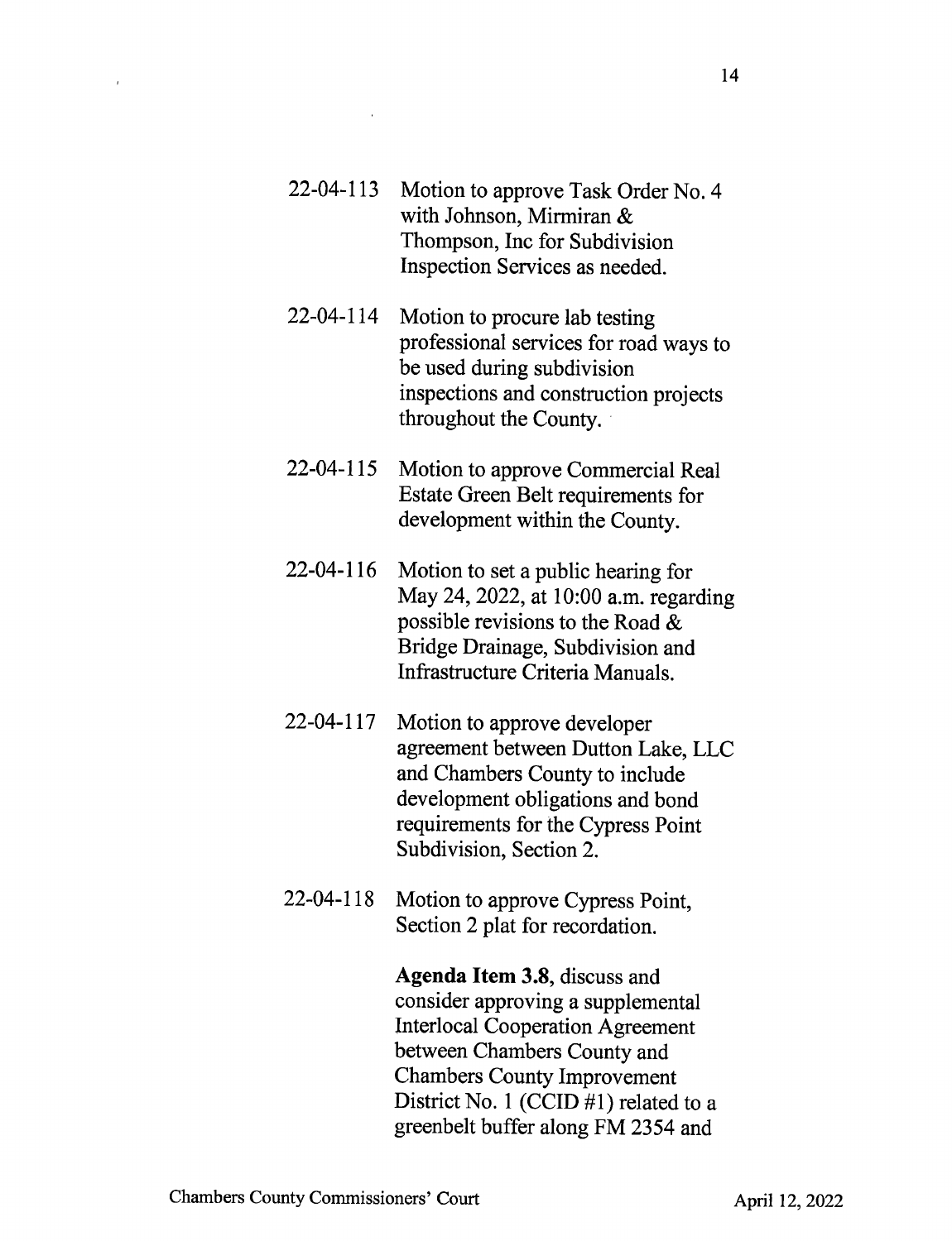22-04-113 Motion to approve Task Order No. 4 with Johnson, Mirmiran & Thompson, Inc for Subdivision Inspection Services as needed.

22-04-114 Motion to procure lab testing professional services for road ways to be used during subdivision inspections and construction projects throughout the County.

22-04-115 Motion to approve Commercial Real Estate Green Belt requirements for development within the County.

22-04-116 Motion to set a public hearing for May 24, 2022, at 10:00 a.m. regarding possible revisions to the Road & Bridge Drainage, Subdivision and Infrastructure Criteria Manuals.

22-04-117 Motion to approve developer agreement between Dutton Lake, LLC and Chambers County to include development obligations and bond requirements for the Cypress Point Subdivision, Section 2.

22-04-118 Motion to approve Cypress Point, Section 2 plat for recordation.

**Agenda Item 3.8**, discuss and consider approving a supplemental Interlocal Cooperation Agreement between Chambers County and Chambers County Improvement District No. 1 (CCID #1) related to a greenbelt buffer along FM 2354 and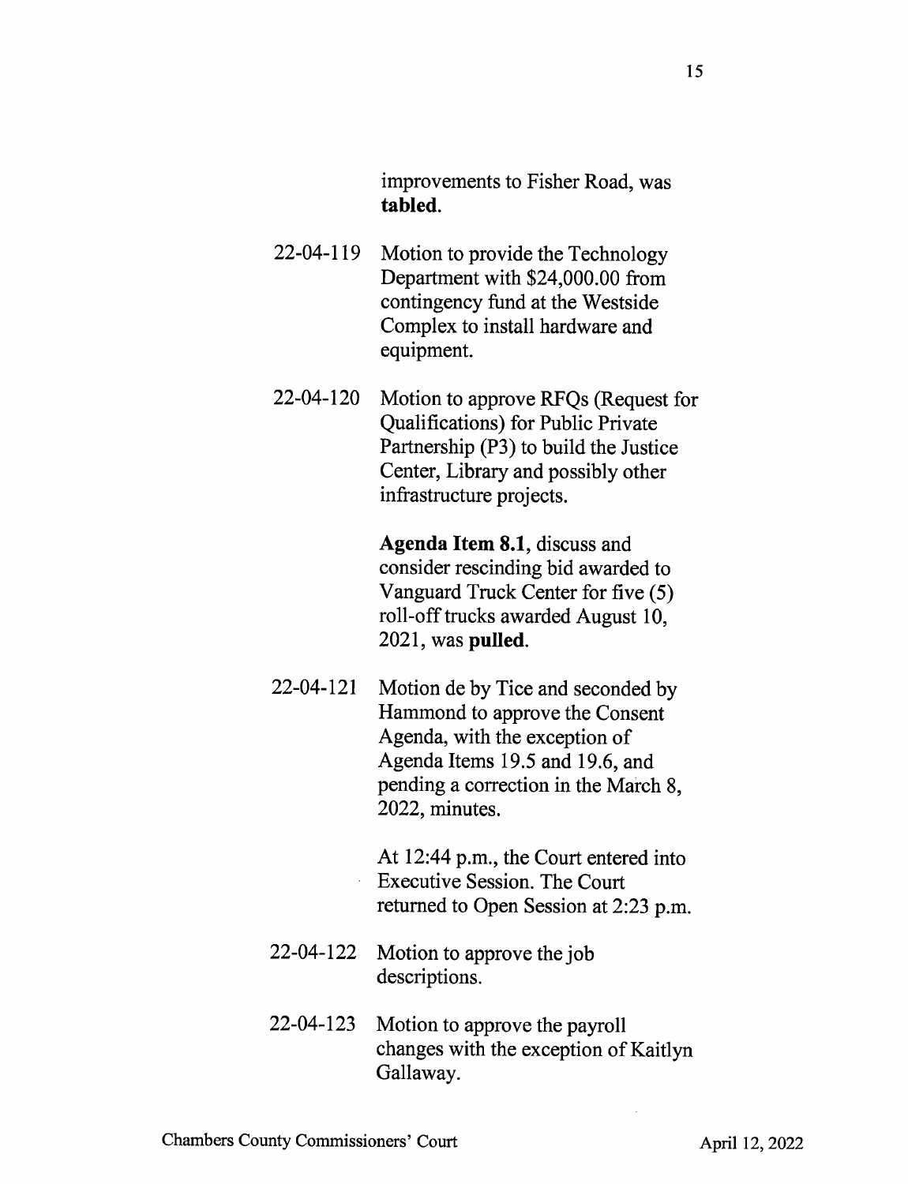improvements to Fisher Road, was **tabled**.

22-04-119 Motion to provide the Technology Department with \$24,000.00 from contingency fund at the Westside Complex to install hardware and equipment.

22-04-120 Motion to approve RFQs (Request for Qualifications) for Public Private Partnership (P3) to build the Justice Center, Library and possibly other infrastructure projects.

**Agenda Item 8.1**, discuss and consider rescinding bid awarded to Vanguard Truck Center for five (5) roll-off trucks awarded August 10, 2021, was **pulled**.

22-04-121 Motion de by Tice and seconded by Hammond to approve the Consent Agenda, with the exception of Agenda Items 19.5 and 19.6, and pending a correction in the March 8, 2022, minutes.

At 12:44 p.m., the Court entered into Executive Session. The Court returned to Open Session at 2:23 p.m.

22-04-122 Motion to approve the job descriptions.

22-04-123 Motion to approve the payroll changes with the exception of Kaitlyn Gallaway.

Chambers County Commissioners' Court April 12, 2022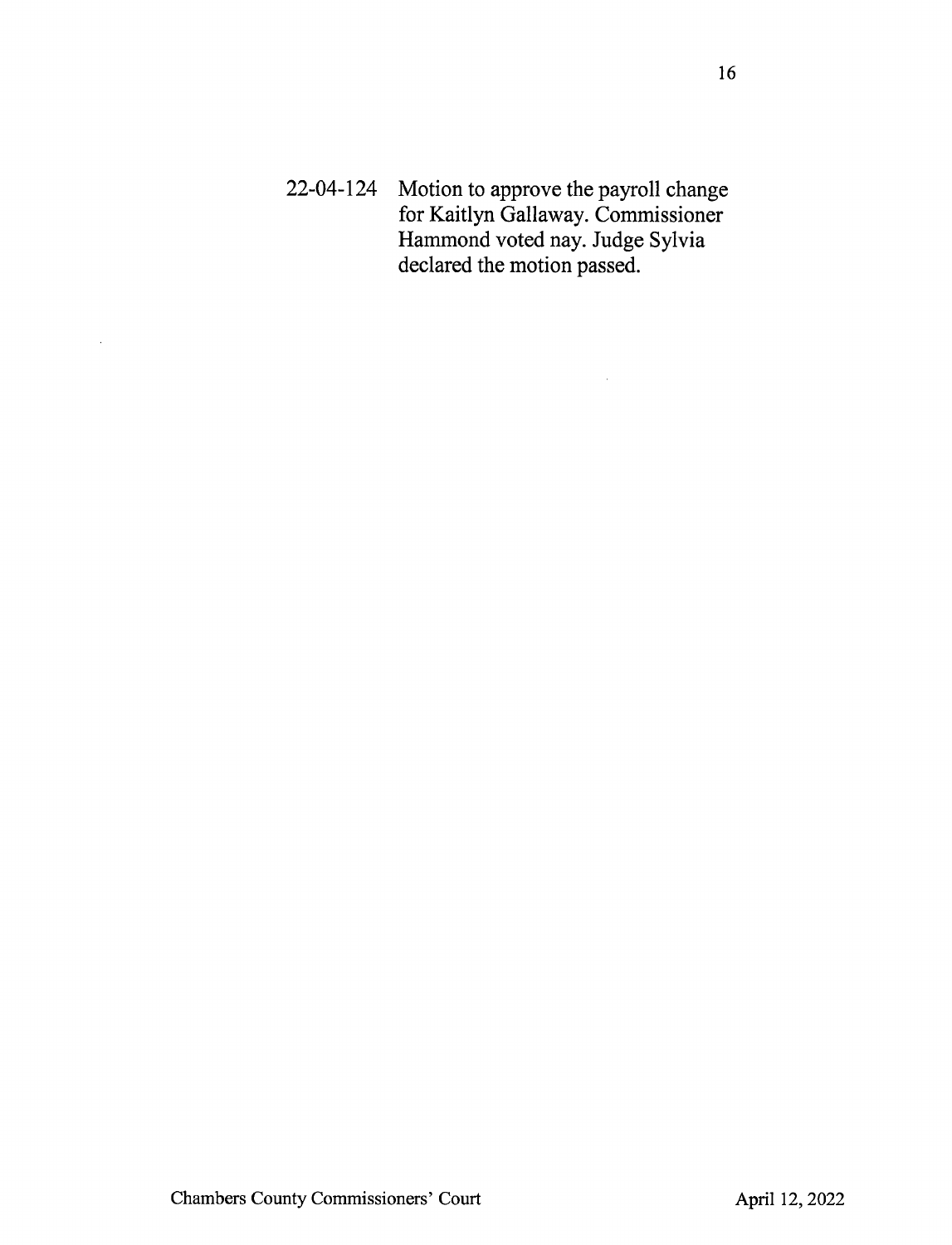22-04-124 Motion to approve the payroll change for Kaitlyn Gallaway. Commissioner Hammond voted nay. Judge Sylvia declared the motion passed.